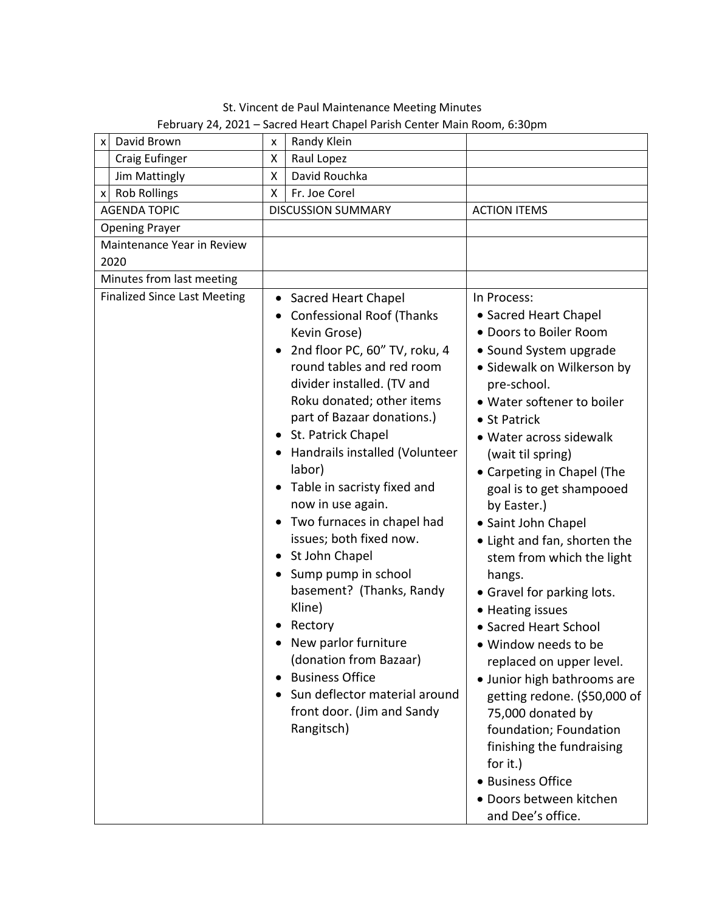St. Vincent de Paul Maintenance Meeting Minutes

February 24, 2021 – Sacred Heart Chapel Parish Center Main Room, 6:30pm

| | | | | |
|---|---|---|---|---|
| x | David Brown | x | Randy Klein | |
| | Craig Eufinger | X | Raul Lopez | |
| | Jim Mattingly | X | David Rouchka | |
| x | Rob Rollings | X | Fr. Joe Corel | |

| AGENDA TOPIC | DISCUSSION SUMMARY | ACTION ITEMS |
|---|---|---|
| Opening Prayer | | |
| Maintenance Year in Review 2020 | | |
| Minutes from last meeting | | |
| Finalized Since Last Meeting | • Sacred Heart Chapel<br>• Confessional Roof (Thanks Kevin Grose)<br>• 2nd floor PC, 60" TV, roku, 4 round tables and red room divider installed. (TV and Roku donated; other items part of Bazaar donations.)<br>• St. Patrick Chapel<br>• Handrails installed (Volunteer labor)<br>• Table in sacristy fixed and now in use again.<br>• Two furnaces in chapel had issues; both fixed now.<br>• St John Chapel<br>• Sump pump in school basement? (Thanks, Randy Kline)<br>• Rectory<br>• New parlor furniture (donation from Bazaar)<br>• Business Office<br>• Sun deflector material around front door. (Jim and Sandy Rangitsch) | In Process:<br>• Sacred Heart Chapel<br>• Doors to Boiler Room<br>• Sound System upgrade<br>• Sidewalk on Wilkerson by pre-school.<br>• Water softener to boiler<br>• St Patrick<br>• Water across sidewalk (wait til spring)<br>• Carpeting in Chapel (The goal is to get shampooed by Easter.)<br>• Saint John Chapel<br>• Light and fan, shorten the stem from which the light hangs.<br>• Gravel for parking lots.<br>• Heating issues<br>• Sacred Heart School<br>• Window needs to be replaced on upper level.<br>• Junior high bathrooms are getting redone. ($50,000 of 75,000 donated by foundation; Foundation finishing the fundraising for it.)<br>• Business Office<br>• Doors between kitchen and Dee's office. |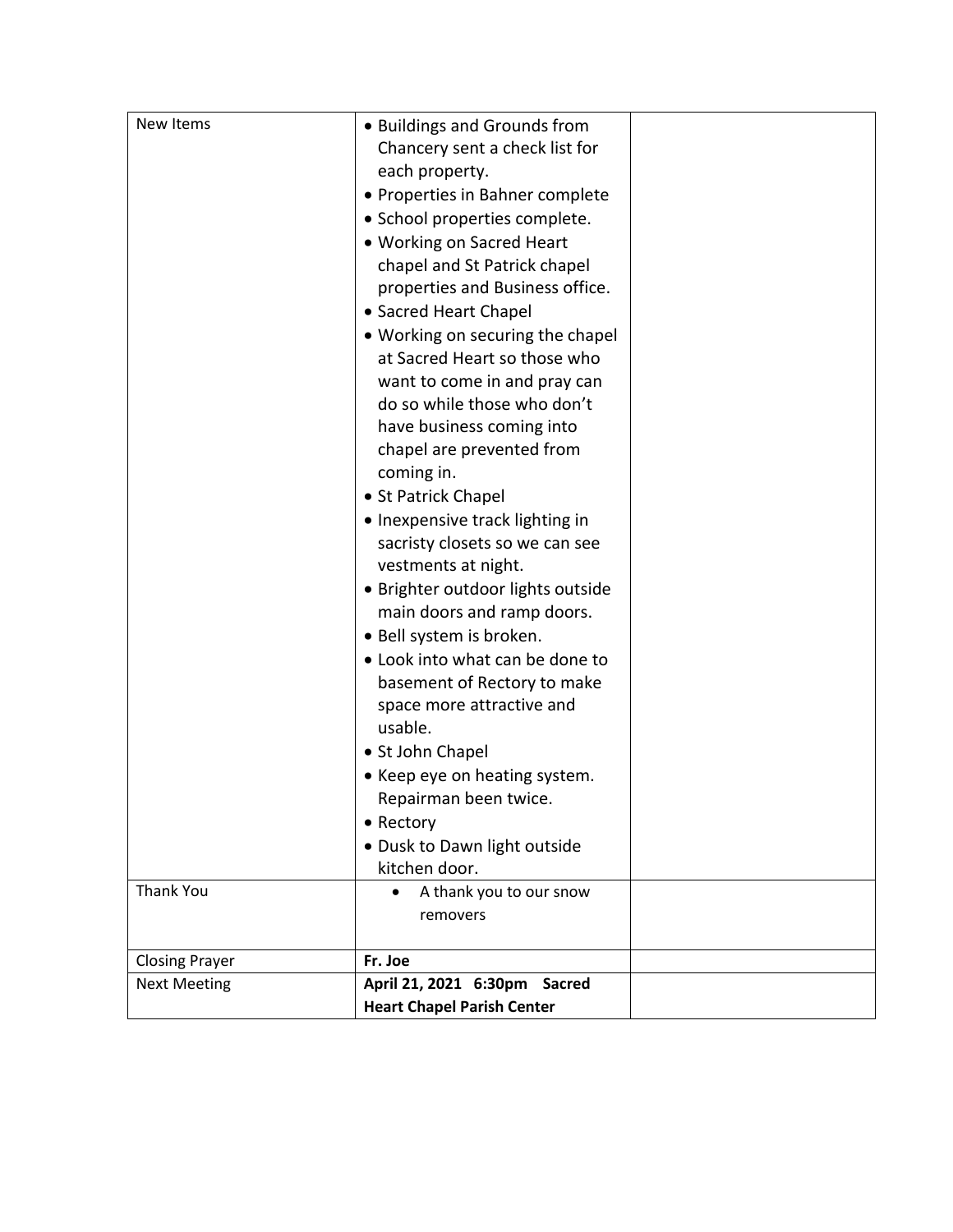| | | |
|---|---|---|
| New Items | • Buildings and Grounds from Chancery sent a check list for each property.<br>• Properties in Bahner complete<br>• School properties complete.<br>• Working on Sacred Heart chapel and St Patrick chapel properties and Business office.<br>• Sacred Heart Chapel<br>• Working on securing the chapel at Sacred Heart so those who want to come in and pray can do so while those who don't have business coming into chapel are prevented from coming in.<br>• St Patrick Chapel<br>• Inexpensive track lighting in sacristy closets so we can see vestments at night.<br>• Brighter outdoor lights outside main doors and ramp doors.<br>• Bell system is broken.<br>• Look into what can be done to basement of Rectory to make space more attractive and usable.<br>• St John Chapel<br>• Keep eye on heating system. Repairman been twice.<br>• Rectory<br>• Dusk to Dawn light outside kitchen door. | |
| Thank You | • A thank you to our snow removers | |
| Closing Prayer | **Fr. Joe** | |
| Next Meeting | **April 21, 2021 6:30pm Sacred Heart Chapel Parish Center** | |